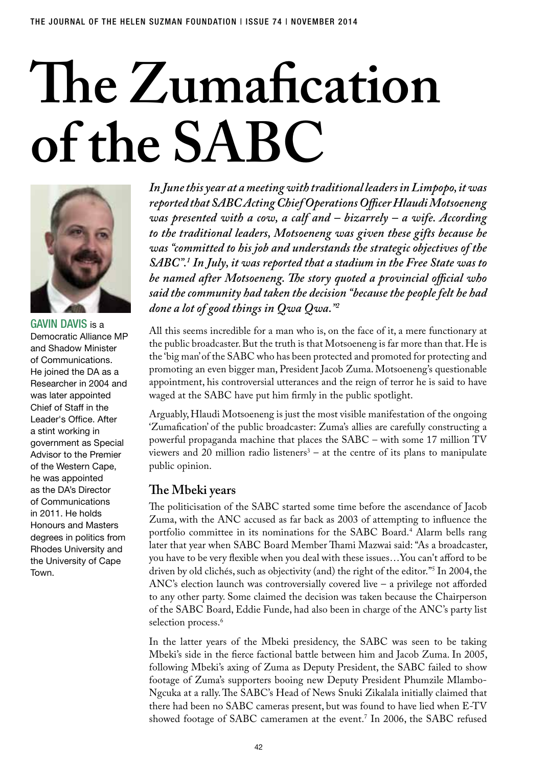# The Zumafication of the SABC

GAVIN DAVIS is a Democratic Alliance MP and Shadow Minister of Communications. He joined the DA as a Researcher in 2004 and was later appointed Chief of Staff in the Leader's Office. After a stint working in government as Special Advisor to the Premier of the Western Cape, he was appointed as the DA's Director of Communications in 2011. He holds Honours and Masters degrees in politics from Rhodes University and the University of Cape Town.

***In June this year at a meeting with traditional leaders in Limpopo, it was reported that SABC Acting Chief Operations Officer Hlaudi Motsoeneng was presented with a cow, a calf and – bizarrely – a wife. According to the traditional leaders, Motsoeneng was given these gifts because he was "committed to his job and understands the strategic objectives of the SABC".[1] In July, it was reported that a stadium in the Free State was to be named after Motsoeneng. The story quoted a provincial official who said the community had taken the decision "because the people felt he had done a lot of good things in Qwa Qwa."[2]***

All this seems incredible for a man who is, on the face of it, a mere functionary at the public broadcaster. But the truth is that Motsoeneng is far more than that. He is the 'big man' of the SABC who has been protected and promoted for protecting and promoting an even bigger man, President Jacob Zuma. Motsoeneng's questionable appointment, his controversial utterances and the reign of terror he is said to have waged at the SABC have put him firmly in the public spotlight.

Arguably, Hlaudi Motsoeneng is just the most visible manifestation of the ongoing 'Zumafication' of the public broadcaster: Zuma's allies are carefully constructing a powerful propaganda machine that places the SABC – with some 17 million TV viewers and 20 million radio listeners[3] – at the centre of its plans to manipulate public opinion.

## The Mbeki years

The politicisation of the SABC started some time before the ascendance of Jacob Zuma, with the ANC accused as far back as 2003 of attempting to influence the portfolio committee in its nominations for the SABC Board.[4] Alarm bells rang later that year when SABC Board Member Thami Mazwai said: "As a broadcaster, you have to be very flexible when you deal with these issues…You can't afford to be driven by old clichés, such as objectivity (and) the right of the editor."[5] In 2004, the ANC's election launch was controversially covered live – a privilege not afforded to any other party. Some claimed the decision was taken because the Chairperson of the SABC Board, Eddie Funde, had also been in charge of the ANC's party list selection process.[6]

In the latter years of the Mbeki presidency, the SABC was seen to be taking Mbeki's side in the fierce factional battle between him and Jacob Zuma. In 2005, following Mbeki's axing of Zuma as Deputy President, the SABC failed to show footage of Zuma's supporters booing new Deputy President Phumzile Mlambo-Ngcuka at a rally. The SABC's Head of News Snuki Zikalala initially claimed that there had been no SABC cameras present, but was found to have lied when E-TV showed footage of SABC cameramen at the event.[7] In 2006, the SABC refused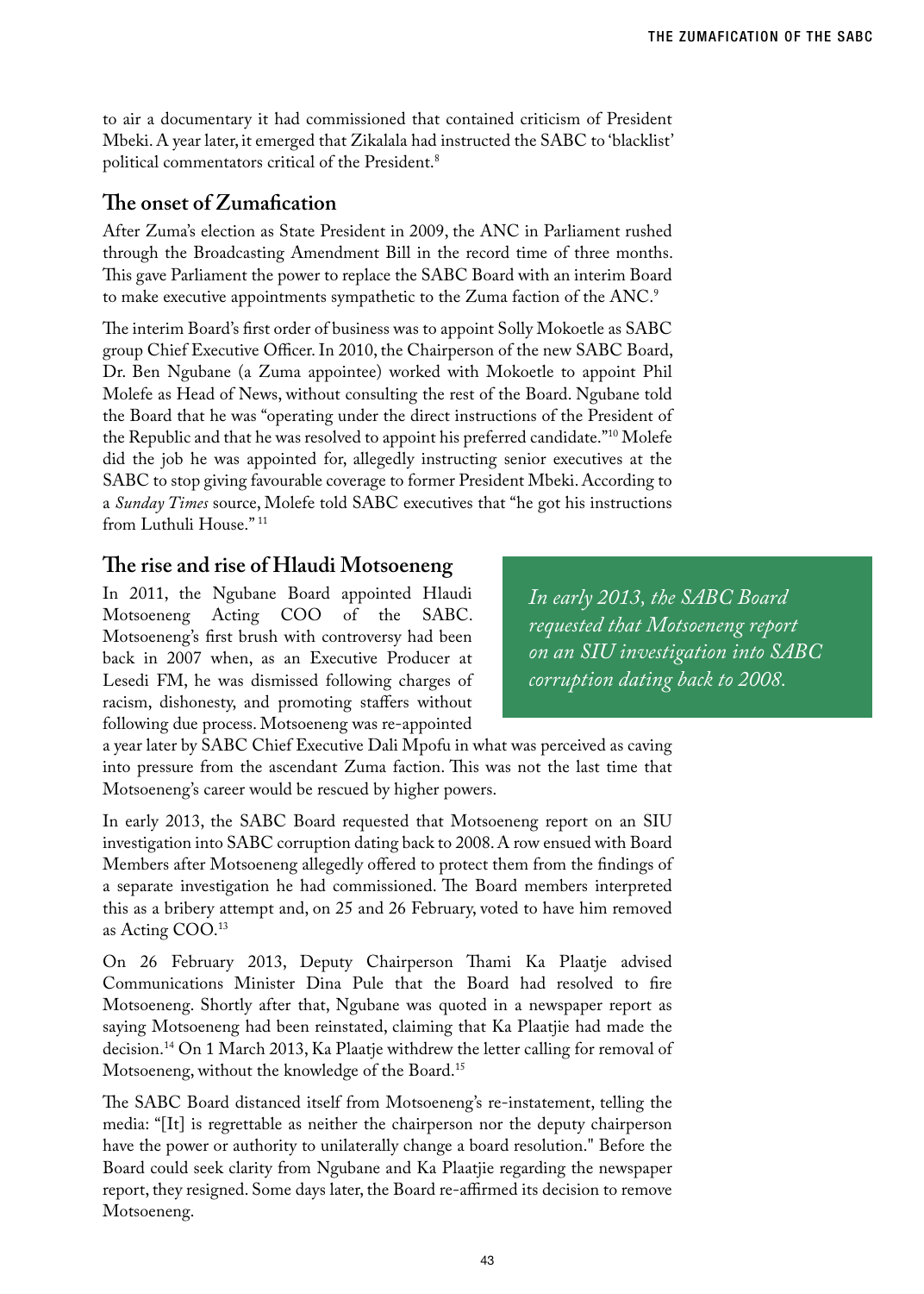to air a documentary it had commissioned that contained criticism of President Mbeki. A year later, it emerged that Zikalala had instructed the SABC to 'blacklist' political commentators critical of the President.[8]

## The onset of Zumafication

After Zuma's election as State President in 2009, the ANC in Parliament rushed through the Broadcasting Amendment Bill in the record time of three months. This gave Parliament the power to replace the SABC Board with an interim Board to make executive appointments sympathetic to the Zuma faction of the ANC.[9]

The interim Board's first order of business was to appoint Solly Mokoetle as SABC group Chief Executive Officer. In 2010, the Chairperson of the new SABC Board, Dr. Ben Ngubane (a Zuma appointee) worked with Mokoetle to appoint Phil Molefe as Head of News, without consulting the rest of the Board. Ngubane told the Board that he was "operating under the direct instructions of the President of the Republic and that he was resolved to appoint his preferred candidate."[10] Molefe did the job he was appointed for, allegedly instructing senior executives at the SABC to stop giving favourable coverage to former President Mbeki. According to a *Sunday Times* source, Molefe told SABC executives that "he got his instructions from Luthuli House." [11]

## The rise and rise of Hlaudi Motsoeneng

In 2011, the Ngubane Board appointed Hlaudi Motsoeneng Acting COO of the SABC. Motsoeneng's first brush with controversy had been back in 2007 when, as an Executive Producer at Lesedi FM, he was dismissed following charges of racism, dishonesty, and promoting staffers without following due process. Motsoeneng was re-appointed a year later by SABC Chief Executive Dali Mpofu in what was perceived as caving into pressure from the ascendant Zuma faction. This was not the last time that Motsoeneng's career would be rescued by higher powers.

> *In early 2013, the SABC Board requested that Motsoeneng report on an SIU investigation into SABC corruption dating back to 2008.*

In early 2013, the SABC Board requested that Motsoeneng report on an SIU investigation into SABC corruption dating back to 2008. A row ensued with Board Members after Motsoeneng allegedly offered to protect them from the findings of a separate investigation he had commissioned. The Board members interpreted this as a bribery attempt and, on 25 and 26 February, voted to have him removed as Acting COO.[13]

On 26 February 2013, Deputy Chairperson Thami Ka Plaatje advised Communications Minister Dina Pule that the Board had resolved to fire Motsoeneng. Shortly after that, Ngubane was quoted in a newspaper report as saying Motsoeneng had been reinstated, claiming that Ka Plaatjie had made the decision.[14] On 1 March 2013, Ka Plaatje withdrew the letter calling for removal of Motsoeneng, without the knowledge of the Board.[15]

The SABC Board distanced itself from Motsoeneng's re-instatement, telling the media: "[It] is regrettable as neither the chairperson nor the deputy chairperson have the power or authority to unilaterally change a board resolution." Before the Board could seek clarity from Ngubane and Ka Plaatjie regarding the newspaper report, they resigned. Some days later, the Board re-affirmed its decision to remove Motsoeneng.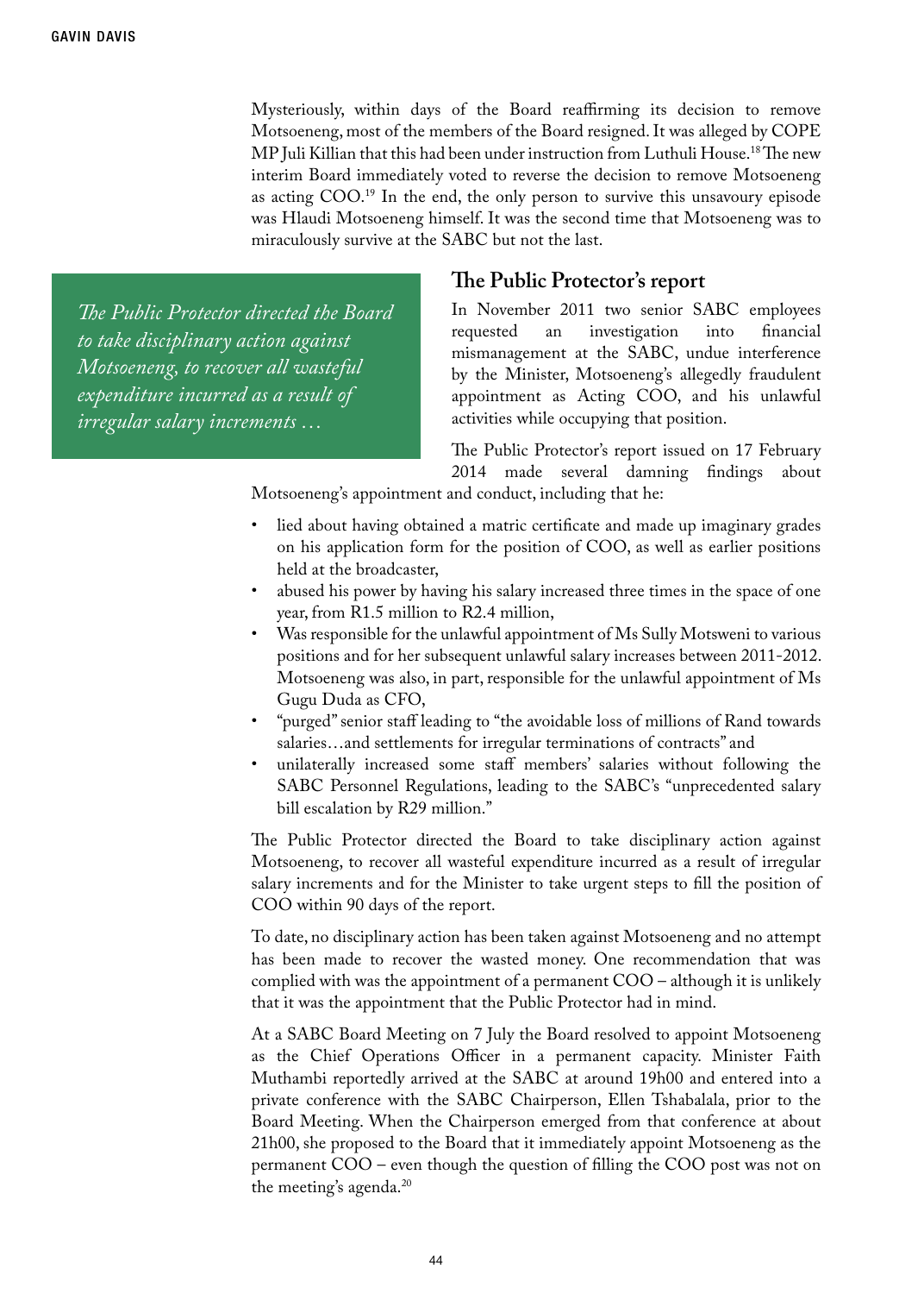Mysteriously, within days of the Board reaffirming its decision to remove Motsoeneng, most of the members of the Board resigned. It was alleged by COPE MP Juli Killian that this had been under instruction from Luthuli House.[18] The new interim Board immediately voted to reverse the decision to remove Motsoeneng as acting COO.[19] In the end, the only person to survive this unsavoury episode was Hlaudi Motsoeneng himself. It was the second time that Motsoeneng was to miraculously survive at the SABC but not the last.

> *The Public Protector directed the Board to take disciplinary action against Motsoeneng, to recover all wasteful expenditure incurred as a result of irregular salary increments …*

## The Public Protector's report

In November 2011 two senior SABC employees requested an investigation into financial mismanagement at the SABC, undue interference by the Minister, Motsoeneng's allegedly fraudulent appointment as Acting COO, and his unlawful activities while occupying that position.

The Public Protector's report issued on 17 February 2014 made several damning findings about Motsoeneng's appointment and conduct, including that he:

- lied about having obtained a matric certificate and made up imaginary grades on his application form for the position of COO, as well as earlier positions held at the broadcaster,
- abused his power by having his salary increased three times in the space of one year, from R1.5 million to R2.4 million,
- Was responsible for the unlawful appointment of Ms Sully Motsweni to various positions and for her subsequent unlawful salary increases between 2011-2012. Motsoeneng was also, in part, responsible for the unlawful appointment of Ms Gugu Duda as CFO,
- "purged" senior staff leading to "the avoidable loss of millions of Rand towards salaries…and settlements for irregular terminations of contracts" and
- unilaterally increased some staff members' salaries without following the SABC Personnel Regulations, leading to the SABC's "unprecedented salary bill escalation by R29 million."

The Public Protector directed the Board to take disciplinary action against Motsoeneng, to recover all wasteful expenditure incurred as a result of irregular salary increments and for the Minister to take urgent steps to fill the position of COO within 90 days of the report.

To date, no disciplinary action has been taken against Motsoeneng and no attempt has been made to recover the wasted money. One recommendation that was complied with was the appointment of a permanent COO – although it is unlikely that it was the appointment that the Public Protector had in mind.

At a SABC Board Meeting on 7 July the Board resolved to appoint Motsoeneng as the Chief Operations Officer in a permanent capacity. Minister Faith Muthambi reportedly arrived at the SABC at around 19h00 and entered into a private conference with the SABC Chairperson, Ellen Tshabalala, prior to the Board Meeting. When the Chairperson emerged from that conference at about 21h00, she proposed to the Board that it immediately appoint Motsoeneng as the permanent COO – even though the question of filling the COO post was not on the meeting's agenda.[20]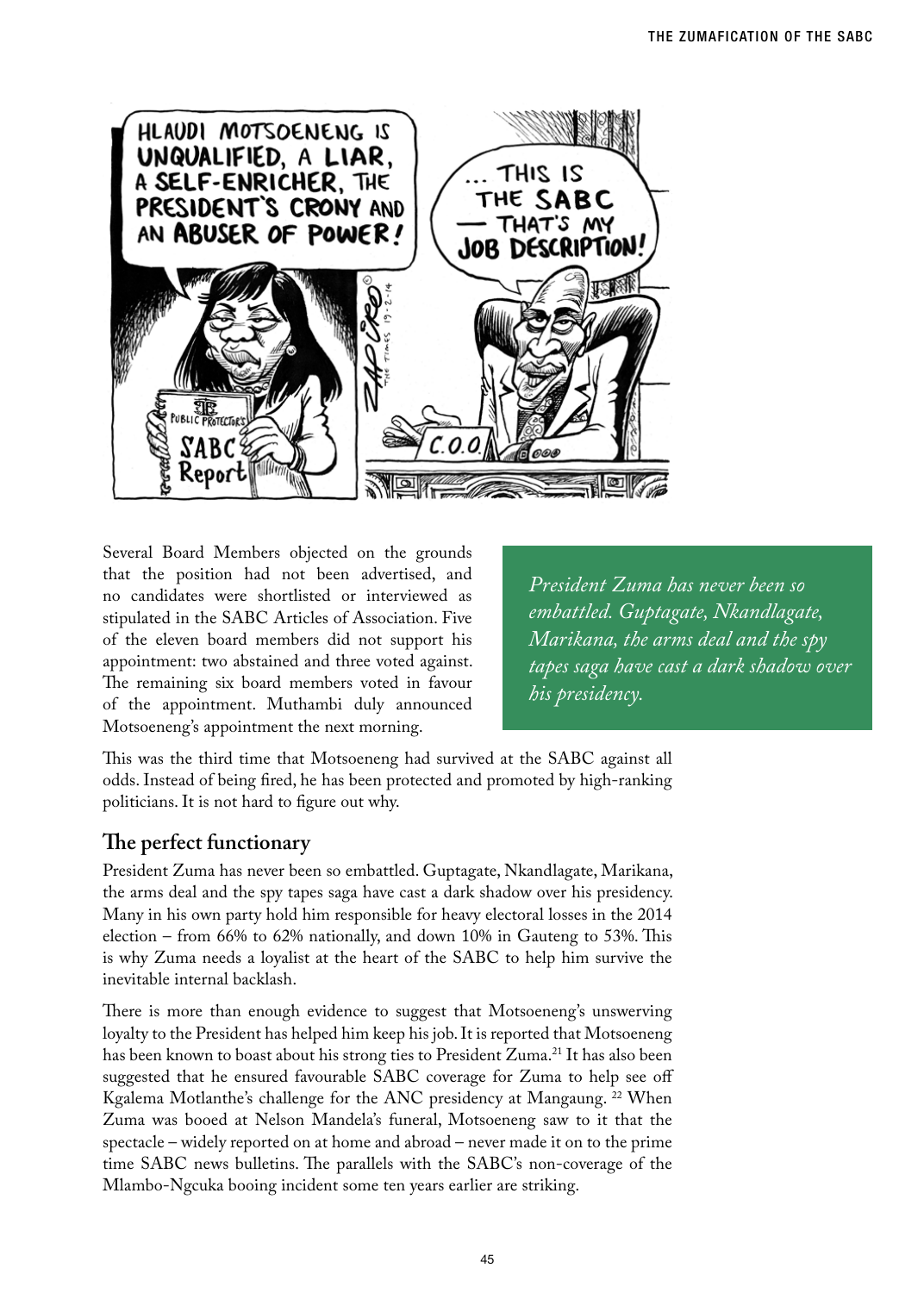Several Board Members objected on the grounds that the position had not been advertised, and no candidates were shortlisted or interviewed as stipulated in the SABC Articles of Association. Five of the eleven board members did not support his appointment: two abstained and three voted against. The remaining six board members voted in favour of the appointment. Muthambi duly announced Motsoeneng's appointment the next morning.

> *President Zuma has never been so embattled. Guptagate, Nkandlagate, Marikana, the arms deal and the spy tapes saga have cast a dark shadow over his presidency.*

This was the third time that Motsoeneng had survived at the SABC against all odds. Instead of being fired, he has been protected and promoted by high-ranking politicians. It is not hard to figure out why.

## The perfect functionary

President Zuma has never been so embattled. Guptagate, Nkandlagate, Marikana, the arms deal and the spy tapes saga have cast a dark shadow over his presidency. Many in his own party hold him responsible for heavy electoral losses in the 2014 election – from 66% to 62% nationally, and down 10% in Gauteng to 53%. This is why Zuma needs a loyalist at the heart of the SABC to help him survive the inevitable internal backlash.

There is more than enough evidence to suggest that Motsoeneng's unswerving loyalty to the President has helped him keep his job. It is reported that Motsoeneng has been known to boast about his strong ties to President Zuma.[21] It has also been suggested that he ensured favourable SABC coverage for Zuma to help see off Kgalema Motlanthe's challenge for the ANC presidency at Mangaung.[22] When Zuma was booed at Nelson Mandela's funeral, Motsoeneng saw to it that the spectacle – widely reported on at home and abroad – never made it on to the prime time SABC news bulletins. The parallels with the SABC's non-coverage of the Mlambo-Ngcuka booing incident some ten years earlier are striking.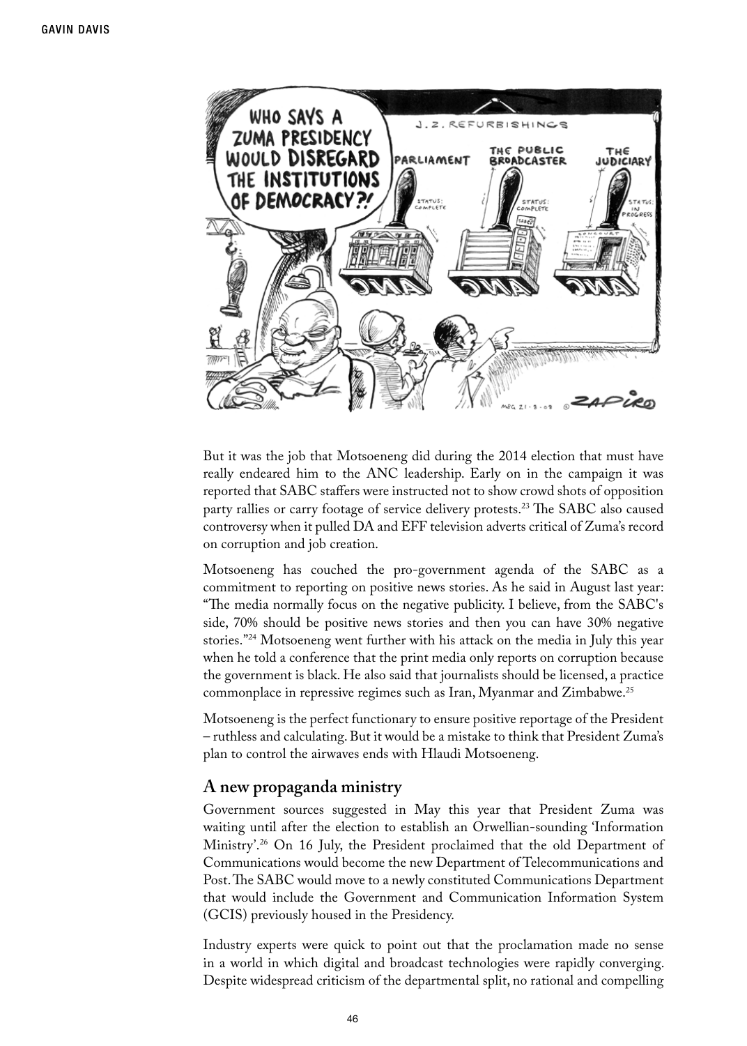But it was the job that Motsoeneng did during the 2014 election that must have really endeared him to the ANC leadership. Early on in the campaign it was reported that SABC staffers were instructed not to show crowd shots of opposition party rallies or carry footage of service delivery protests.[23] The SABC also caused controversy when it pulled DA and EFF television adverts critical of Zuma's record on corruption and job creation.

Motsoeneng has couched the pro-government agenda of the SABC as a commitment to reporting on positive news stories. As he said in August last year: "The media normally focus on the negative publicity. I believe, from the SABC's side, 70% should be positive news stories and then you can have 30% negative stories."[24] Motsoeneng went further with his attack on the media in July this year when he told a conference that the print media only reports on corruption because the government is black. He also said that journalists should be licensed, a practice commonplace in repressive regimes such as Iran, Myanmar and Zimbabwe.[25]

Motsoeneng is the perfect functionary to ensure positive reportage of the President – ruthless and calculating. But it would be a mistake to think that President Zuma's plan to control the airwaves ends with Hlaudi Motsoeneng.

## A new propaganda ministry

Government sources suggested in May this year that President Zuma was waiting until after the election to establish an Orwellian-sounding 'Information Ministry'.[26] On 16 July, the President proclaimed that the old Department of Communications would become the new Department of Telecommunications and Post. The SABC would move to a newly constituted Communications Department that would include the Government and Communication Information System (GCIS) previously housed in the Presidency.

Industry experts were quick to point out that the proclamation made no sense in a world in which digital and broadcast technologies were rapidly converging. Despite widespread criticism of the departmental split, no rational and compelling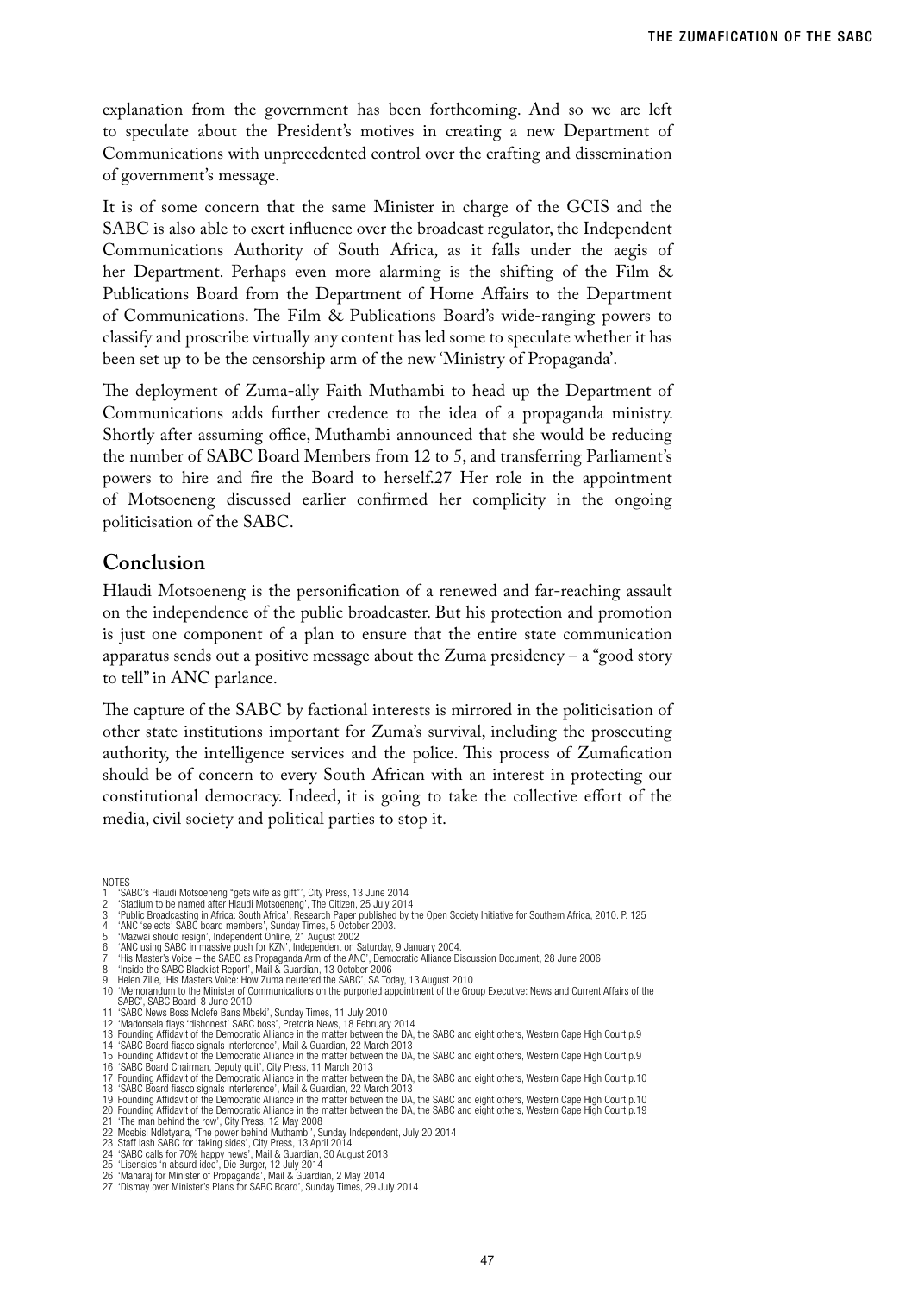explanation from the government has been forthcoming. And so we are left to speculate about the President's motives in creating a new Department of Communications with unprecedented control over the crafting and dissemination of government's message.

It is of some concern that the same Minister in charge of the GCIS and the SABC is also able to exert influence over the broadcast regulator, the Independent Communications Authority of South Africa, as it falls under the aegis of her Department. Perhaps even more alarming is the shifting of the Film & Publications Board from the Department of Home Affairs to the Department of Communications. The Film & Publications Board's wide-ranging powers to classify and proscribe virtually any content has led some to speculate whether it has been set up to be the censorship arm of the new 'Ministry of Propaganda'.

The deployment of Zuma-ally Faith Muthambi to head up the Department of Communications adds further credence to the idea of a propaganda ministry. Shortly after assuming office, Muthambi announced that she would be reducing the number of SABC Board Members from 12 to 5, and transferring Parliament's powers to hire and fire the Board to herself.27 Her role in the appointment of Motsoeneng discussed earlier confirmed her complicity in the ongoing politicisation of the SABC.

## Conclusion

Hlaudi Motsoeneng is the personification of a renewed and far-reaching assault on the independence of the public broadcaster. But his protection and promotion is just one component of a plan to ensure that the entire state communication apparatus sends out a positive message about the Zuma presidency – a "good story to tell" in ANC parlance.

The capture of the SABC by factional interests is mirrored in the politicisation of other state institutions important for Zuma's survival, including the prosecuting authority, the intelligence services and the police. This process of Zumafication should be of concern to every South African with an interest in protecting our constitutional democracy. Indeed, it is going to take the collective effort of the media, civil society and political parties to stop it.

---

NOTES

1. 'SABC's Hlaudi Motsoeneng "gets wife as gift"', City Press, 13 June 2014
2. 'Stadium to be named after Hlaudi Motsoeneng', The Citizen, 25 July 2014
3. 'Public Broadcasting in Africa: South Africa', Research Paper published by the Open Society Initiative for Southern Africa, 2010. P. 125
4. 'ANC 'selects' SABC board members', Sunday Times, 5 October 2003.
5. 'Mazwai should resign', Independent Online, 21 August 2002
6. 'ANC using SABC in massive push for KZN', Independent on Saturday, 9 January 2004.
7. 'His Master's Voice – the SABC as Propaganda Arm of the ANC', Democratic Alliance Discussion Document, 28 June 2006
8. 'Inside the SABC Blacklist Report', Mail & Guardian, 13 October 2006
9. Helen Zille, 'His Masters Voice: How Zuma neutered the SABC', SA Today, 13 August 2010
10. 'Memorandum to the Minister of Communications on the purported appointment of the Group Executive: News and Current Affairs of the SABC', SABC Board, 8 June 2010
11. 'SABC News Boss Molefe Bans Mbeki', Sunday Times, 11 July 2010
12. 'Madonsela flays 'dishonest' SABC boss', Pretoria News, 18 February 2014
13. Founding Affidavit of the Democratic Alliance in the matter between the DA, the SABC and eight others, Western Cape High Court p.9
14. 'SABC Board fiasco signals interference', Mail & Guardian, 22 March 2013
15. Founding Affidavit of the Democratic Alliance in the matter between the DA, the SABC and eight others, Western Cape High Court p.9
16. 'SABC Board Chairman, Deputy quit', City Press, 11 March 2013
17. Founding Affidavit of the Democratic Alliance in the matter between the DA, the SABC and eight others, Western Cape High Court p.10
18. 'SABC Board fiasco signals interference', Mail & Guardian, 22 March 2013
19. Founding Affidavit of the Democratic Alliance in the matter between the DA, the SABC and eight others, Western Cape High Court p.10
20. Founding Affidavit of the Democratic Alliance in the matter between the DA, the SABC and eight others, Western Cape High Court p.19
21. 'The man behind the row', City Press, 12 May 2008
22. Mcebisi Ndletyana, 'The power behind Muthambi', Sunday Independent, July 20 2014
23. Staff lash SABC for 'taking sides', City Press, 13 April 2014
24. 'SABC calls for 70% happy news', Mail & Guardian, 30 August 2013
25. 'Lisensies 'n absurd idee', Die Burger, 12 July 2014
26. 'Maharaj for Minister of Propaganda', Mail & Guardian, 2 May 2014
27. 'Dismay over Minister's Plans for SABC Board', Sunday Times, 29 July 2014